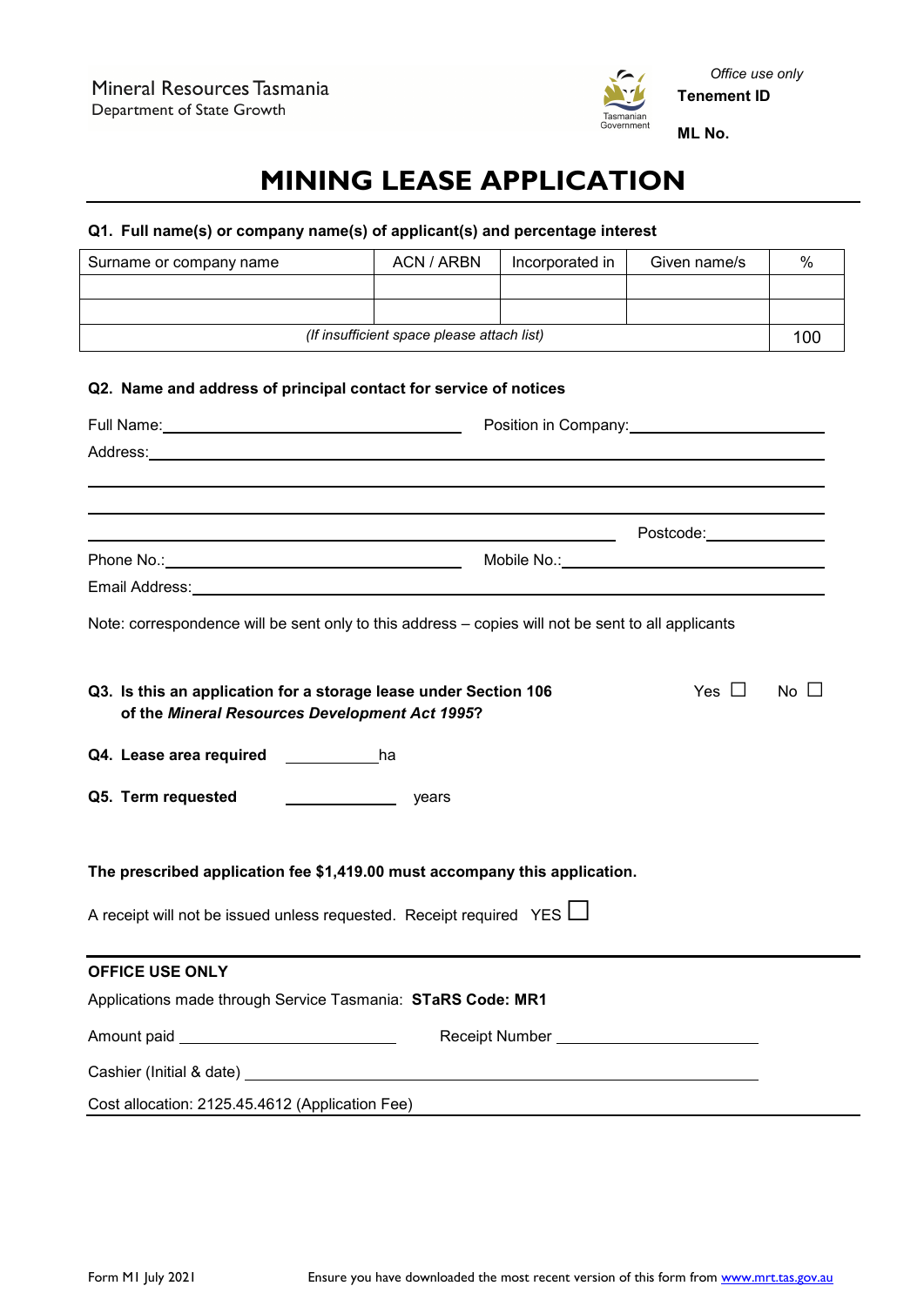Mineral Resources Tasmania
Department of State Growth

*Office use only*
**Tenement ID**

**ML No.**

# MINING LEASE APPLICATION

**Q1. Full name(s) or company name(s) of applicant(s) and percentage interest**

| Surname or company name | ACN / ARBN | Incorporated in | Given name/s | % |
|---|---|---|---|---|
| | | | | |
| | | | | |
| *(If insufficient space please attach list)* | | | | 100 |

**Q2. Name and address of principal contact for service of notices**

Full Name: ______________________ Position in Company: ______________________

Address: ____________________________________________

____________________________________________

____________________________________________

____________________________________________ Postcode: __________

Phone No.: ______________________ Mobile No.: ______________________

Email Address: ____________________________________________

Note: correspondence will be sent only to this address – copies will not be sent to all applicants

**Q3. Is this an application for a storage lease under Section 106 of the *Mineral Resources Development Act 1995*?** Yes ☐ No ☐

**Q4. Lease area required** __________ ha

**Q5. Term requested** __________ years

**The prescribed application fee $1,419.00 must accompany this application.**

A receipt will not be issued unless requested. Receipt required YES ☐

**OFFICE USE ONLY**

Applications made through Service Tasmania: **STaRS Code: MR1**

Amount paid ______________________ Receipt Number ______________________

Cashier (Initial & date) ____________________________________________

Cost allocation: 2125.45.4612 (Application Fee)

Form M1 July 2021 Ensure you have downloaded the most recent version of this form from www.mrt.tas.gov.au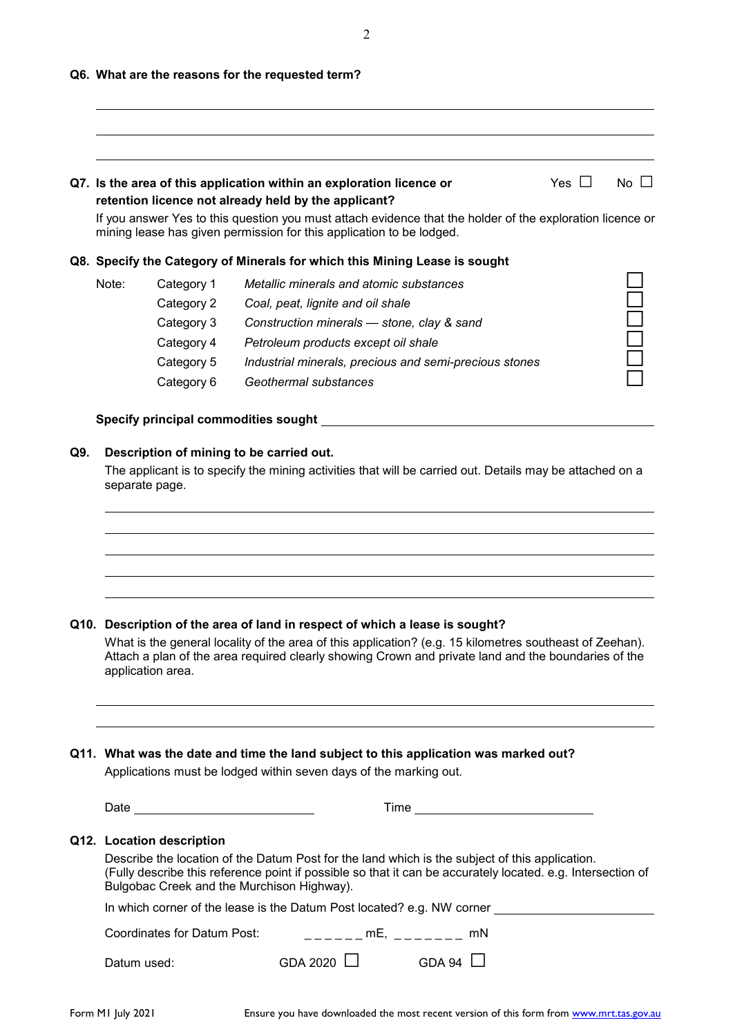**Q6. What are the reasons for the requested term?**

\_\_\_\_\_\_\_\_\_\_\_\_\_\_\_\_\_\_\_\_\_\_\_\_\_\_\_\_\_\_\_\_\_\_\_\_\_\_\_\_\_\_\_\_\_\_\_\_\_\_\_\_\_\_\_\_\_\_\_\_

\_\_\_\_\_\_\_\_\_\_\_\_\_\_\_\_\_\_\_\_\_\_\_\_\_\_\_\_\_\_\_\_\_\_\_\_\_\_\_\_\_\_\_\_\_\_\_\_\_\_\_\_\_\_\_\_\_\_\_\_

\_\_\_\_\_\_\_\_\_\_\_\_\_\_\_\_\_\_\_\_\_\_\_\_\_\_\_\_\_\_\_\_\_\_\_\_\_\_\_\_\_\_\_\_\_\_\_\_\_\_\_\_\_\_\_\_\_\_\_\_

**Q7. Is the area of this application within an exploration licence or retention licence not already held by the applicant?** Yes ☐ No ☐

If you answer Yes to this question you must attach evidence that the holder of the exploration licence or mining lease has given permission for this application to be lodged.

**Q8. Specify the Category of Minerals for which this Mining Lease is sought**

| Note: | | | |
|---|---|---|---|
| | Category 1 | *Metallic minerals and atomic substances* | ☐ |
| | Category 2 | *Coal, peat, lignite and oil shale* | ☐ |
| | Category 3 | *Construction minerals — stone, clay & sand* | ☐ |
| | Category 4 | *Petroleum products except oil shale* | ☐ |
| | Category 5 | *Industrial minerals, precious and semi-precious stones* | ☐ |
| | Category 6 | *Geothermal substances* | ☐ |

**Specify principal commodities sought** \_\_\_\_\_\_\_\_\_\_\_\_\_\_\_\_\_\_\_\_\_\_\_\_\_\_\_\_\_\_\_\_\_\_\_\_

**Q9. Description of mining to be carried out.**

The applicant is to specify the mining activities that will be carried out. Details may be attached on a separate page.

\_\_\_\_\_\_\_\_\_\_\_\_\_\_\_\_\_\_\_\_\_\_\_\_\_\_\_\_\_\_\_\_\_\_\_\_\_\_\_\_\_\_\_\_\_\_\_\_\_\_\_\_\_\_\_\_\_\_\_\_

\_\_\_\_\_\_\_\_\_\_\_\_\_\_\_\_\_\_\_\_\_\_\_\_\_\_\_\_\_\_\_\_\_\_\_\_\_\_\_\_\_\_\_\_\_\_\_\_\_\_\_\_\_\_\_\_\_\_\_\_

\_\_\_\_\_\_\_\_\_\_\_\_\_\_\_\_\_\_\_\_\_\_\_\_\_\_\_\_\_\_\_\_\_\_\_\_\_\_\_\_\_\_\_\_\_\_\_\_\_\_\_\_\_\_\_\_\_\_\_\_

\_\_\_\_\_\_\_\_\_\_\_\_\_\_\_\_\_\_\_\_\_\_\_\_\_\_\_\_\_\_\_\_\_\_\_\_\_\_\_\_\_\_\_\_\_\_\_\_\_\_\_\_\_\_\_\_\_\_\_\_

\_\_\_\_\_\_\_\_\_\_\_\_\_\_\_\_\_\_\_\_\_\_\_\_\_\_\_\_\_\_\_\_\_\_\_\_\_\_\_\_\_\_\_\_\_\_\_\_\_\_\_\_\_\_\_\_\_\_\_\_

**Q10. Description of the area of land in respect of which a lease is sought?**

What is the general locality of the area of this application? (e.g. 15 kilometres southeast of Zeehan). Attach a plan of the area required clearly showing Crown and private land and the boundaries of the application area.

\_\_\_\_\_\_\_\_\_\_\_\_\_\_\_\_\_\_\_\_\_\_\_\_\_\_\_\_\_\_\_\_\_\_\_\_\_\_\_\_\_\_\_\_\_\_\_\_\_\_\_\_\_\_\_\_\_\_\_\_

\_\_\_\_\_\_\_\_\_\_\_\_\_\_\_\_\_\_\_\_\_\_\_\_\_\_\_\_\_\_\_\_\_\_\_\_\_\_\_\_\_\_\_\_\_\_\_\_\_\_\_\_\_\_\_\_\_\_\_\_

**Q11. What was the date and time the land subject to this application was marked out?**

Applications must be lodged within seven days of the marking out.

Date \_\_\_\_\_\_\_\_\_\_\_\_\_\_\_\_\_\_\_\_\_\_\_\_ Time \_\_\_\_\_\_\_\_\_\_\_\_\_\_\_\_\_\_\_\_\_\_\_\_

**Q12. Location description**

Describe the location of the Datum Post for the land which is the subject of this application. (Fully describe this reference point if possible so that it can be accurately located. e.g. Intersection of Bulgobac Creek and the Murchison Highway).

In which corner of the lease is the Datum Post located? e.g. NW corner \_\_\_\_\_\_\_\_\_\_\_\_\_\_\_\_\_\_\_\_

Coordinates for Datum Post: _ _ _ _ _ _ mE, _ _ _ _ _ _ _ mN

Datum used: GDA 2020 ☐ GDA 94 ☐

Form M1 July 2021 Ensure you have downloaded the most recent version of this form from [www.mrt.tas.gov.au](www.mrt.tas.gov.au)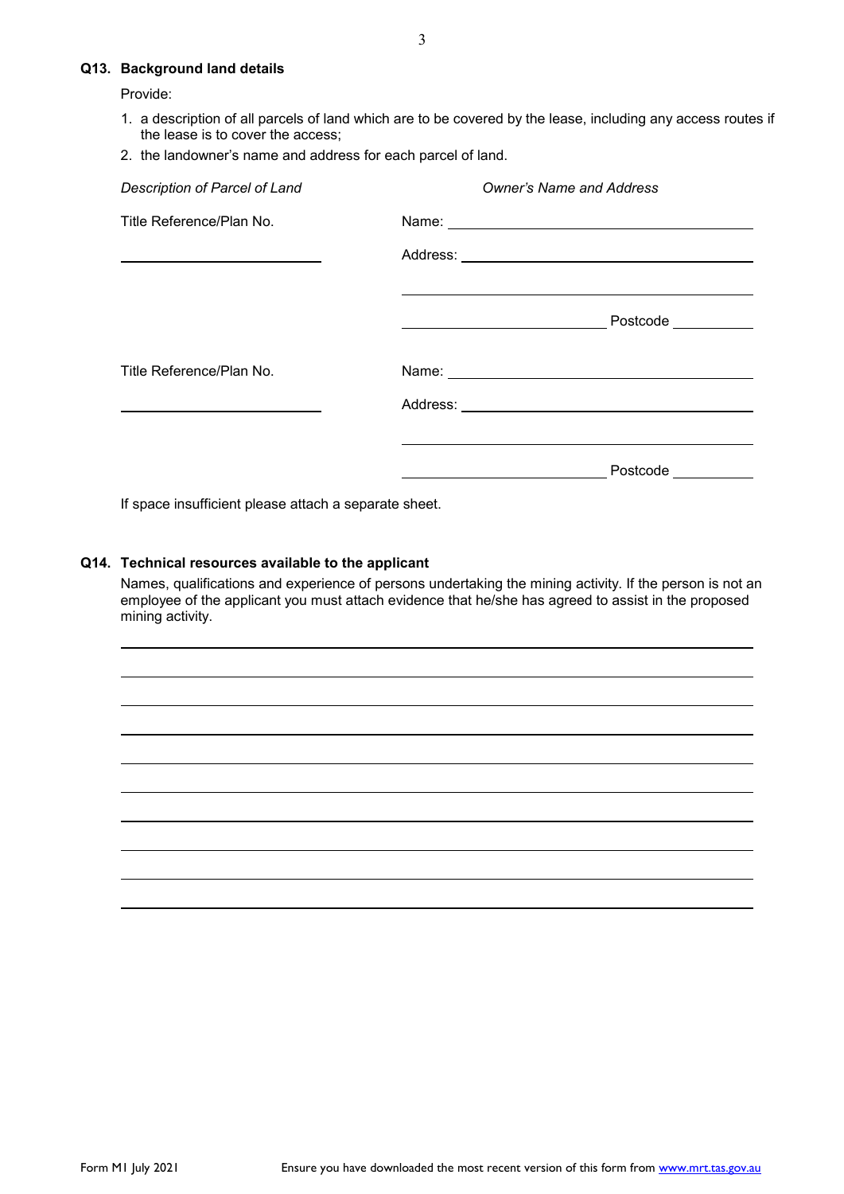**Q13. Background land details**

Provide:

1. a description of all parcels of land which are to be covered by the lease, including any access routes if the lease is to cover the access;
2. the landowner's name and address for each parcel of land.

| *Description of Parcel of Land* | *Owner's Name and Address* |
|---|---|
| Title Reference/Plan No. ______________________ | Name: ______________________ |
| | Address: ______________________ |
| | ______________________ |
| | ______________________ Postcode ________ |
| Title Reference/Plan No. ______________________ | Name: ______________________ |
| | Address: ______________________ |
| | ______________________ |
| | ______________________ Postcode ________ |

If space insufficient please attach a separate sheet.

**Q14. Technical resources available to the applicant**

Names, qualifications and experience of persons undertaking the mining activity. If the person is not an employee of the applicant you must attach evidence that he/she has agreed to assist in the proposed mining activity.

______________________________________________________________________

______________________________________________________________________

______________________________________________________________________

______________________________________________________________________

______________________________________________________________________

______________________________________________________________________

______________________________________________________________________

______________________________________________________________________

______________________________________________________________________

______________________________________________________________________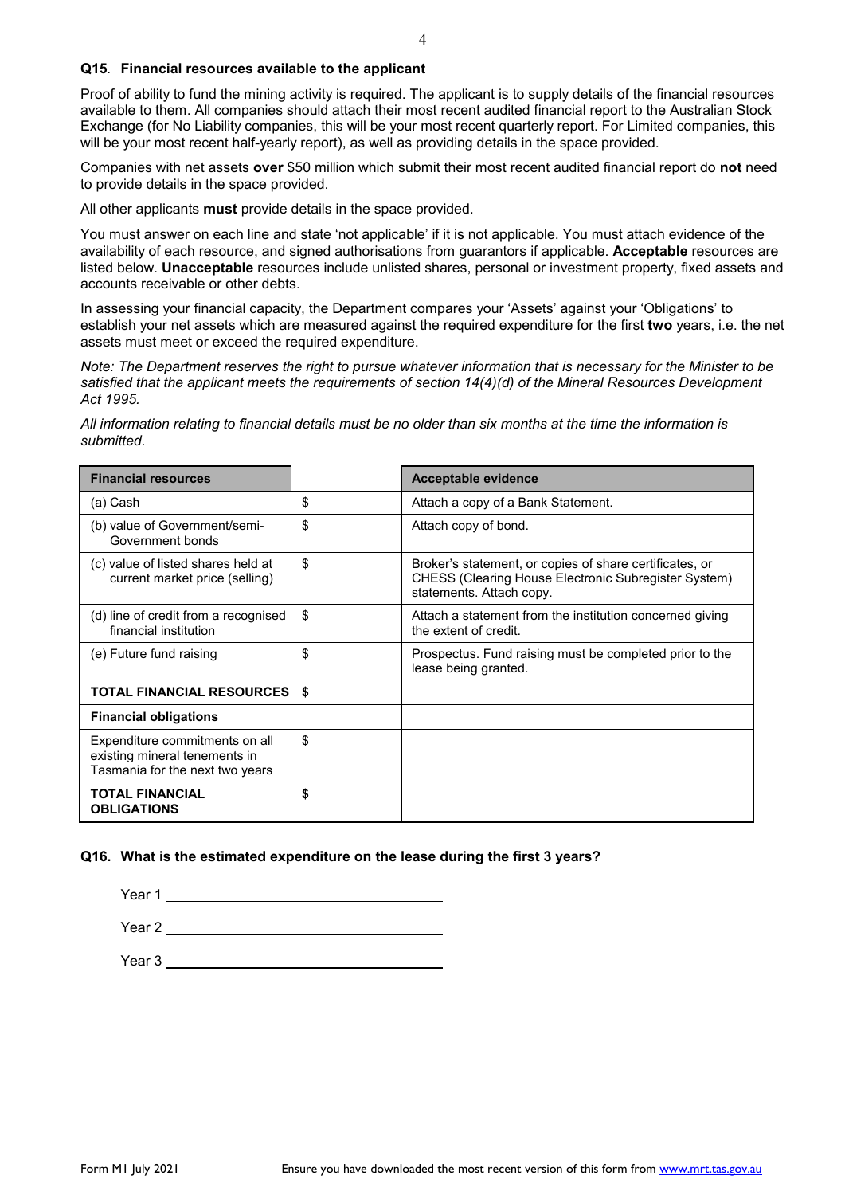### Q15. Financial resources available to the applicant

Proof of ability to fund the mining activity is required. The applicant is to supply details of the financial resources available to them. All companies should attach their most recent audited financial report to the Australian Stock Exchange (for No Liability companies, this will be your most recent quarterly report. For Limited companies, this will be your most recent half-yearly report), as well as providing details in the space provided.

Companies with net assets **over** $50 million which submit their most recent audited financial report do **not** need to provide details in the space provided.

All other applicants **must** provide details in the space provided.

You must answer on each line and state 'not applicable' if it is not applicable. You must attach evidence of the availability of each resource, and signed authorisations from guarantors if applicable. **Acceptable** resources are listed below. **Unacceptable** resources include unlisted shares, personal or investment property, fixed assets and accounts receivable or other debts.

In assessing your financial capacity, the Department compares your 'Assets' against your 'Obligations' to establish your net assets which are measured against the required expenditure for the first **two** years, i.e. the net assets must meet or exceed the required expenditure.

*Note: The Department reserves the right to pursue whatever information that is necessary for the Minister to be satisfied that the applicant meets the requirements of section 14(4)(d) of the Mineral Resources Development Act 1995.*

*All information relating to financial details must be no older than six months at the time the information is submitted.*

| **Financial resources** | | **Acceptable evidence** |
|---|---|---|
| (a) Cash | $ | Attach a copy of a Bank Statement. |
| (b) value of Government/semi-Government bonds | $ | Attach copy of bond. |
| (c) value of listed shares held at current market price (selling) | $ | Broker's statement, or copies of share certificates, or CHESS (Clearing House Electronic Subregister System) statements. Attach copy. |
| (d) line of credit from a recognised financial institution | $ | Attach a statement from the institution concerned giving the extent of credit. |
| (e) Future fund raising | $ | Prospectus. Fund raising must be completed prior to the lease being granted. |
| **TOTAL FINANCIAL RESOURCES** | **$** | |
| **Financial obligations** | | |
| Expenditure commitments on all existing mineral tenements in Tasmania for the next two years | $ | |
| **TOTAL FINANCIAL OBLIGATIONS** | **$** | |

### Q16. What is the estimated expenditure on the lease during the first 3 years?

Year 1 ______________________________

Year 2 ______________________________

Year 3 ______________________________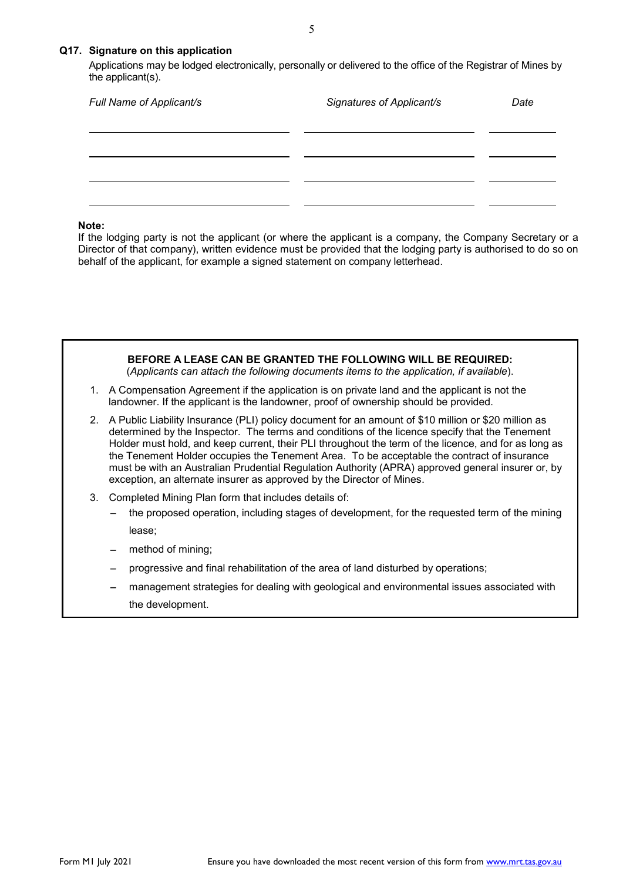### Q17. Signature on this application

Applications may be lodged electronically, personally or delivered to the office of the Registrar of Mines by the applicant(s).

| *Full Name of Applicant/s* | *Signatures of Applicant/s* | *Date* |
|---|---|---|
| | | |
| | | |
| | | |
| | | |

**Note:**
If the lodging party is not the applicant (or where the applicant is a company, the Company Secretary or a Director of that company), written evidence must be provided that the lodging party is authorised to do so on behalf of the applicant, for example a signed statement on company letterhead.

**BEFORE A LEASE CAN BE GRANTED THE FOLLOWING WILL BE REQUIRED:**
(*Applicants can attach the following documents items to the application, if available*).

1. A Compensation Agreement if the application is on private land and the applicant is not the landowner. If the applicant is the landowner, proof of ownership should be provided.
2. A Public Liability Insurance (PLI) policy document for an amount of $10 million or $20 million as determined by the Inspector. The terms and conditions of the licence specify that the Tenement Holder must hold, and keep current, their PLI throughout the term of the licence, and for as long as the Tenement Holder occupies the Tenement Area. To be acceptable the contract of insurance must be with an Australian Prudential Regulation Authority (APRA) approved general insurer or, by exception, an alternate insurer as approved by the Director of Mines.
3. Completed Mining Plan form that includes details of:
   - the proposed operation, including stages of development, for the requested term of the mining lease;
   - method of mining;
   - progressive and final rehabilitation of the area of land disturbed by operations;
   - management strategies for dealing with geological and environmental issues associated with the development.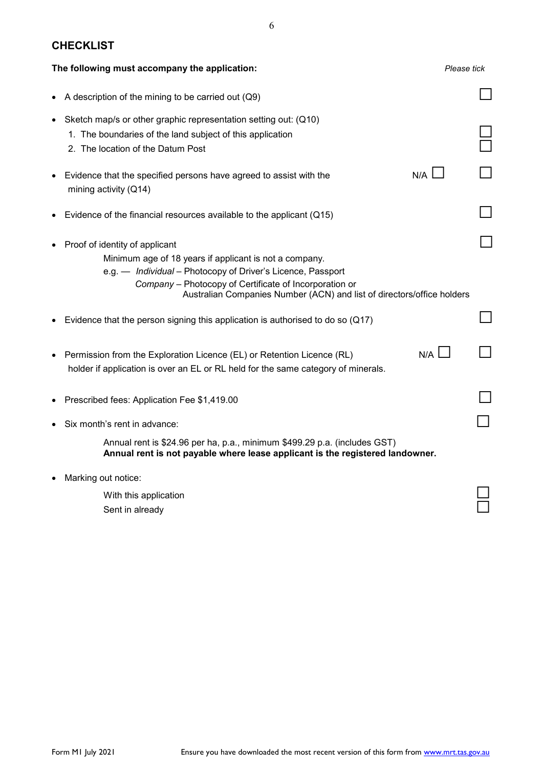## CHECKLIST

**The following must accompany the application:** *Please tick*

- A description of the mining to be carried out (Q9) ☐
- Sketch map/s or other graphic representation setting out: (Q10)
  1. The boundaries of the land subject of this application ☐
  2. The location of the Datum Post ☐
- Evidence that the specified persons have agreed to assist with the mining activity (Q14) N/A ☐ ☐
- Evidence of the financial resources available to the applicant (Q15) ☐
- Proof of identity of applicant ☐

  Minimum age of 18 years if applicant is not a company.
  e.g. — *Individual* – Photocopy of Driver's Licence, Passport
  *Company* – Photocopy of Certificate of Incorporation or Australian Companies Number (ACN) and list of directors/office holders
- Evidence that the person signing this application is authorised to do so (Q17) ☐
- Permission from the Exploration Licence (EL) or Retention Licence (RL) holder if application is over an EL or RL held for the same category of minerals. N/A ☐ ☐
- Prescribed fees: Application Fee $1,419.00 ☐
- Six month's rent in advance: ☐

  Annual rent is $24.96 per ha, p.a., minimum $499.29 p.a. (includes GST)
  **Annual rent is not payable where lease applicant is the registered landowner.**
- Marking out notice:

  With this application ☐
  Sent in already ☐

Form M1 July 2021 — Ensure you have downloaded the most recent version of this form from www.mrt.tas.gov.au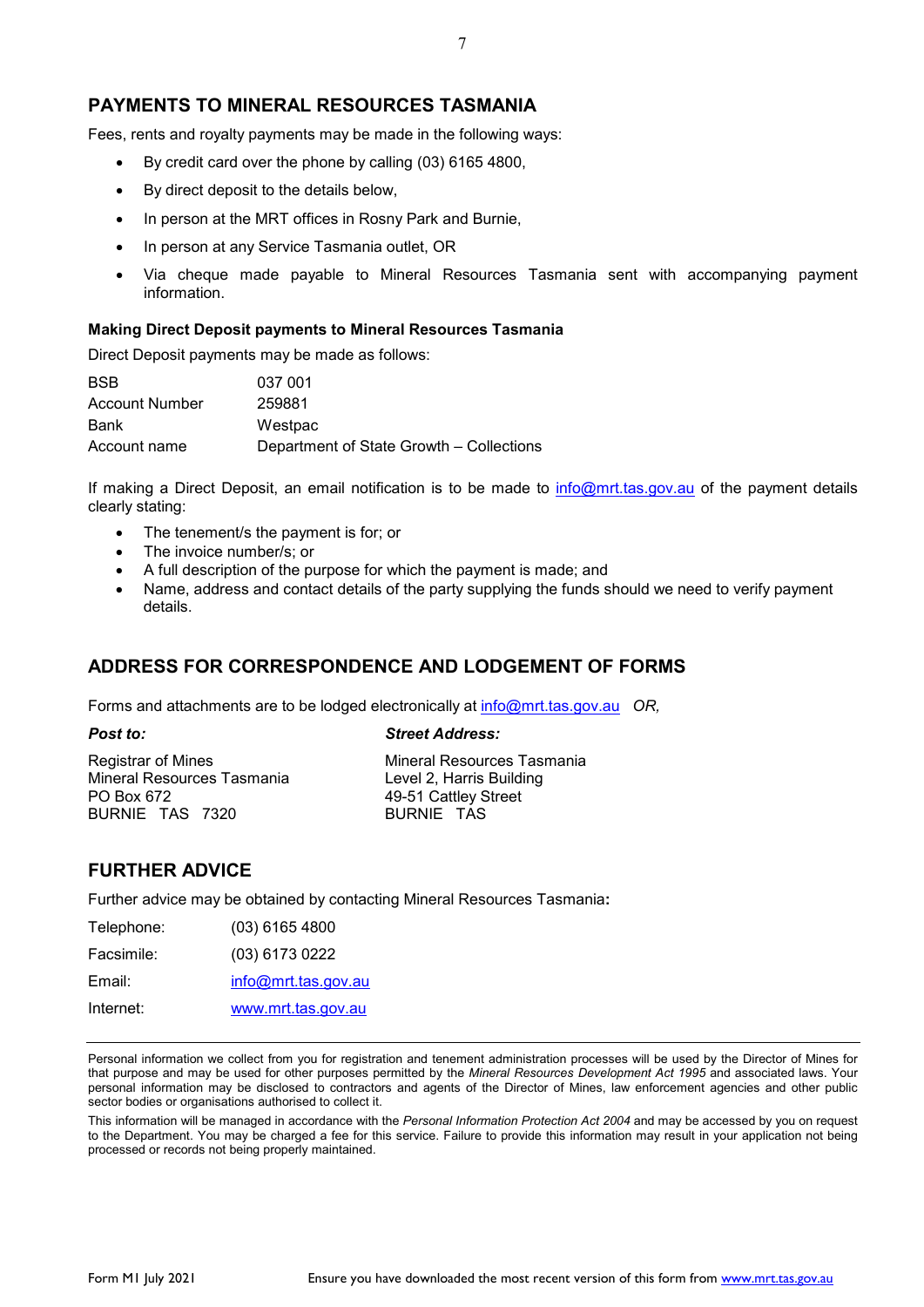## PAYMENTS TO MINERAL RESOURCES TASMANIA

Fees, rents and royalty payments may be made in the following ways:

- By credit card over the phone by calling (03) 6165 4800,
- By direct deposit to the details below,
- In person at the MRT offices in Rosny Park and Burnie,
- In person at any Service Tasmania outlet, OR
- Via cheque made payable to Mineral Resources Tasmania sent with accompanying payment information.

### Making Direct Deposit payments to Mineral Resources Tasmania

Direct Deposit payments may be made as follows:

| | |
|---|---|
| BSB | 037 001 |
| Account Number | 259881 |
| Bank | Westpac |
| Account name | Department of State Growth – Collections |

If making a Direct Deposit, an email notification is to be made to info@mrt.tas.gov.au of the payment details clearly stating:

- The tenement/s the payment is for; or
- The invoice number/s; or
- A full description of the purpose for which the payment is made; and
- Name, address and contact details of the party supplying the funds should we need to verify payment details.

## ADDRESS FOR CORRESPONDENCE AND LODGEMENT OF FORMS

Forms and attachments are to be lodged electronically at info@mrt.tas.gov.au *OR,*

***Post to:***

Registrar of Mines
Mineral Resources Tasmania
PO Box 672
BURNIE TAS 7320

***Street Address:***

Mineral Resources Tasmania
Level 2, Harris Building
49-51 Cattley Street
BURNIE TAS

## FURTHER ADVICE

Further advice may be obtained by contacting Mineral Resources Tasmania**:**

| | |
|---|---|
| Telephone: | (03) 6165 4800 |
| Facsimile: | (03) 6173 0222 |
| Email: | info@mrt.tas.gov.au |
| Internet: | www.mrt.tas.gov.au |

---

Personal information we collect from you for registration and tenement administration processes will be used by the Director of Mines for that purpose and may be used for other purposes permitted by the *Mineral Resources Development Act 1995* and associated laws. Your personal information may be disclosed to contractors and agents of the Director of Mines, law enforcement agencies and other public sector bodies or organisations authorised to collect it.

This information will be managed in accordance with the *Personal Information Protection Act 2004* and may be accessed by you on request to the Department. You may be charged a fee for this service. Failure to provide this information may result in your application not being processed or records not being properly maintained.

Form M1 July 2021 Ensure you have downloaded the most recent version of this form from www.mrt.tas.gov.au